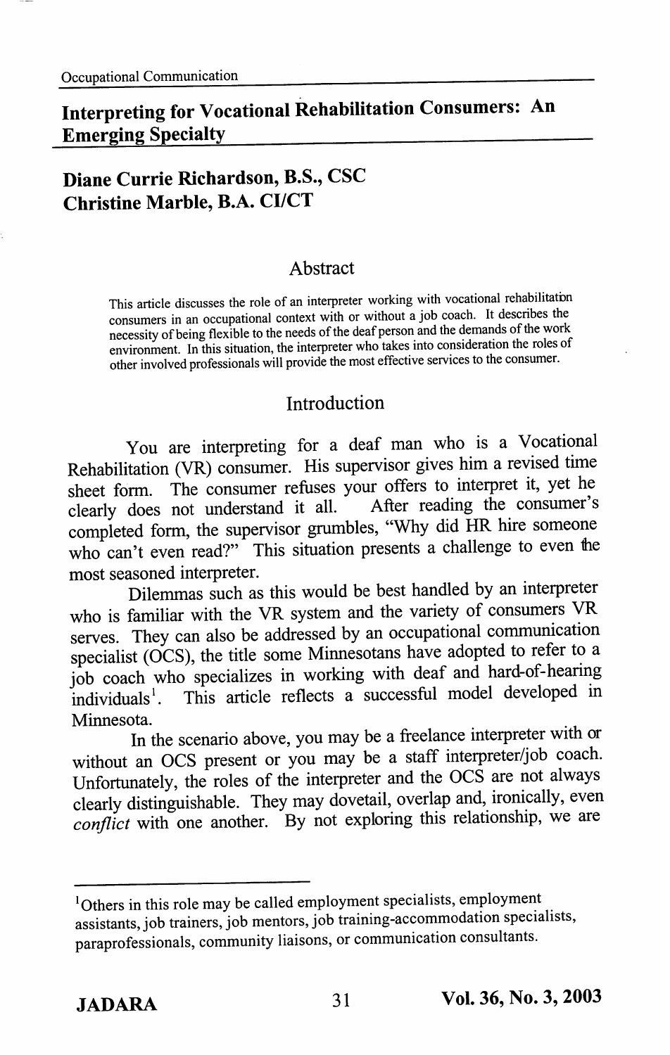# Interpreting for Vocational Rehabilitation Consumers: An Emerging Specialty

**Diane Currie Richardson, B.S., CSC**
**Christine Marble, B.A. CI/CT**

## Abstract

This article discusses the role of an interpreter working with vocational rehabilitation consumers in an occupational context with or without a job coach. It describes the necessity of being flexible to the needs of the deaf person and the demands of the work environment. In this situation, the interpreter who takes into consideration the roles of other involved professionals will provide the most effective services to the consumer.

## Introduction

You are interpreting for a deaf man who is a Vocational Rehabilitation (VR) consumer. His supervisor gives him a revised time sheet form. The consumer refuses your offers to interpret it, yet he clearly does not understand it all. After reading the consumer's completed form, the supervisor grumbles, "Why did HR hire someone who can't even read?" This situation presents a challenge to even the most seasoned interpreter.

Dilemmas such as this would be best handled by an interpreter who is familiar with the VR system and the variety of consumers VR serves. They can also be addressed by an occupational communication specialist (OCS), the title some Minnesotans have adopted to refer to a job coach who specializes in working with deaf and hard-of-hearing individuals[1]. This article reflects a successful model developed in Minnesota.

In the scenario above, you may be a freelance interpreter with or without an OCS present or you may be a staff interpreter/job coach. Unfortunately, the roles of the interpreter and the OCS are not always clearly distinguishable. They may dovetail, overlap and, ironically, even *conflict* with one another. By not exploring this relationship, we are

---

[1] Others in this role may be called employment specialists, employment assistants, job trainers, job mentors, job training-accommodation specialists, paraprofessionals, community liaisons, or communication consultants.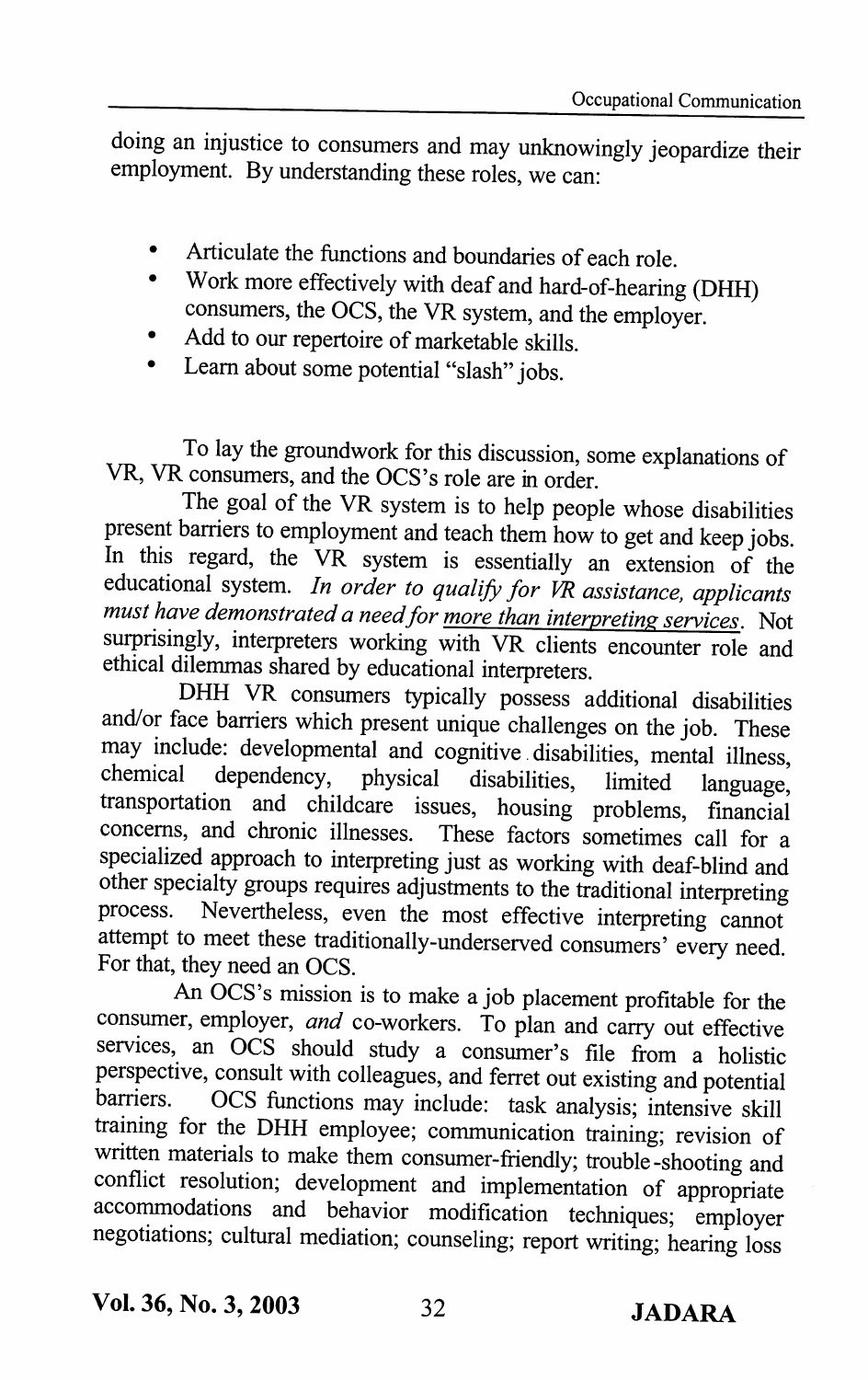doing an injustice to consumers and may unknowingly jeopardize their employment. By understanding these roles, we can:

- Articulate the functions and boundaries of each role.
- Work more effectively with deaf and hard-of-hearing (DHH) consumers, the OCS, the VR system, and the employer.
- Add to our repertoire of marketable skills.
- Learn about some potential "slash" jobs.

To lay the groundwork for this discussion, some explanations of VR, VR consumers, and the OCS's role are in order.

The goal of the VR system is to help people whose disabilities present barriers to employment and teach them how to get and keep jobs. In this regard, the VR system is essentially an extension of the educational system. *In order to qualify for VR assistance, applicants must have demonstrated a need for <u>more than interpreting services</u>.* Not surprisingly, interpreters working with VR clients encounter role and ethical dilemmas shared by educational interpreters.

DHH VR consumers typically possess additional disabilities and/or face barriers which present unique challenges on the job. These may include: developmental and cognitive disabilities, mental illness, chemical dependency, physical disabilities, limited language, transportation and childcare issues, housing problems, financial concerns, and chronic illnesses. These factors sometimes call for a specialized approach to interpreting just as working with deaf-blind and other specialty groups requires adjustments to the traditional interpreting process. Nevertheless, even the most effective interpreting cannot attempt to meet these traditionally-underserved consumers' every need. For that, they need an OCS.

An OCS's mission is to make a job placement profitable for the consumer, employer, *and* co-workers. To plan and carry out effective services, an OCS should study a consumer's file from a holistic perspective, consult with colleagues, and ferret out existing and potential barriers. OCS functions may include: task analysis; intensive skill training for the DHH employee; communication training; revision of written materials to make them consumer-friendly; trouble-shooting and conflict resolution; development and implementation of appropriate accommodations and behavior modification techniques; employer negotiations; cultural mediation; counseling; report writing; hearing loss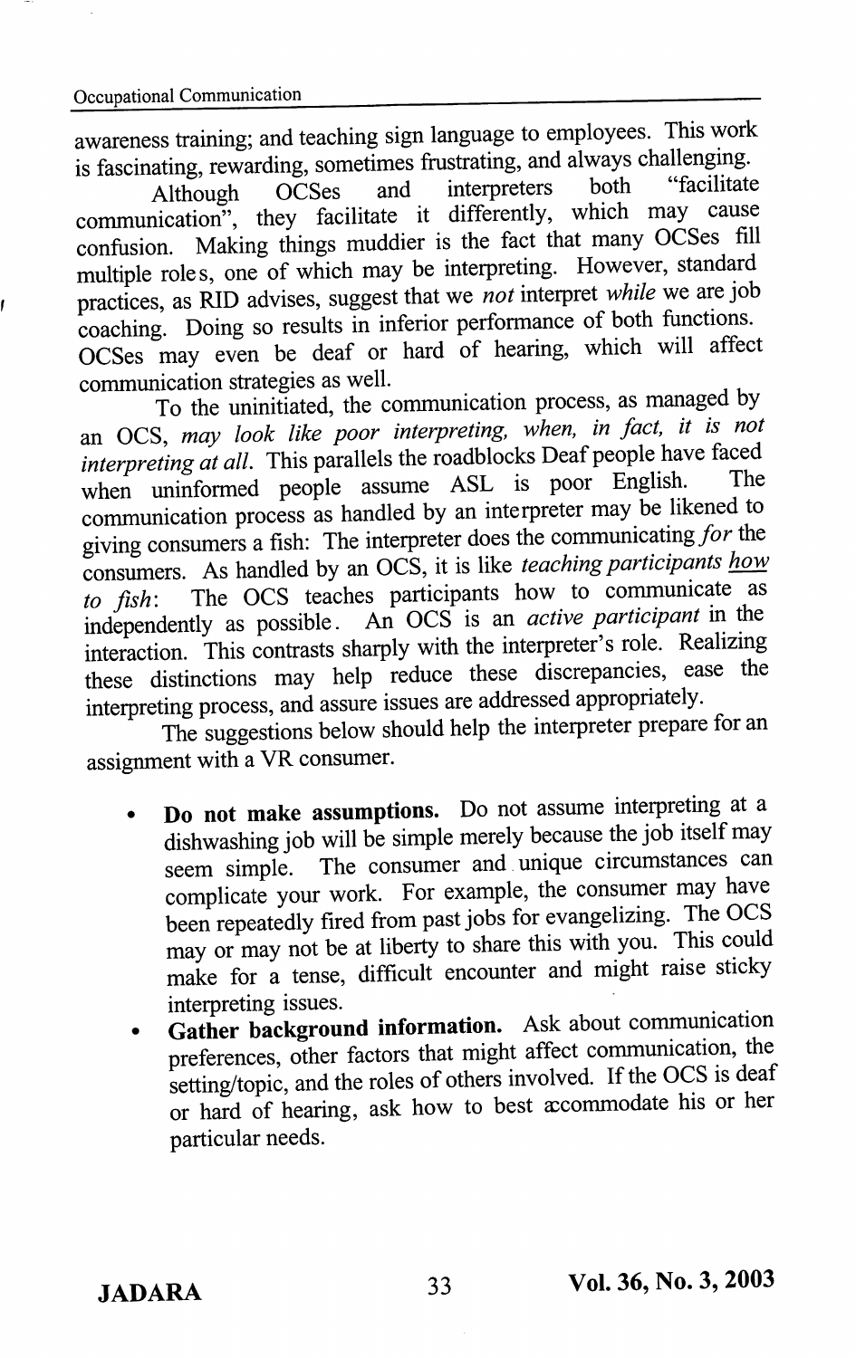awareness training; and teaching sign language to employees. This work is fascinating, rewarding, sometimes frustrating, and always challenging.

Although OCSes and interpreters both "facilitate communication", they facilitate it differently, which may cause confusion. Making things muddier is the fact that many OCSes fill multiple roles, one of which may be interpreting. However, standard practices, as RID advises, suggest that we *not* interpret *while* we are job coaching. Doing so results in inferior performance of both functions. OCSes may even be deaf or hard of hearing, which will affect communication strategies as well.

To the uninitiated, the communication process, as managed by an OCS, *may look like poor interpreting, when, in fact, it is not interpreting at all.* This parallels the roadblocks Deaf people have faced when uninformed people assume ASL is poor English. The communication process as handled by an interpreter may be likened to giving consumers a fish: The interpreter does the communicating *for* the consumers. As handled by an OCS, it is like *teaching participants how to fish*: The OCS teaches participants how to communicate as independently as possible. An OCS is an *active participant* in the interaction. This contrasts sharply with the interpreter's role. Realizing these distinctions may help reduce these discrepancies, ease the interpreting process, and assure issues are addressed appropriately.

The suggestions below should help the interpreter prepare for an assignment with a VR consumer.

- **Do not make assumptions.** Do not assume interpreting at a dishwashing job will be simple merely because the job itself may seem simple. The consumer and unique circumstances can complicate your work. For example, the consumer may have been repeatedly fired from past jobs for evangelizing. The OCS may or may not be at liberty to share this with you. This could make for a tense, difficult encounter and might raise sticky interpreting issues.
- **Gather background information.** Ask about communication preferences, other factors that might affect communication, the setting/topic, and the roles of others involved. If the OCS is deaf or hard of hearing, ask how to best accommodate his or her particular needs.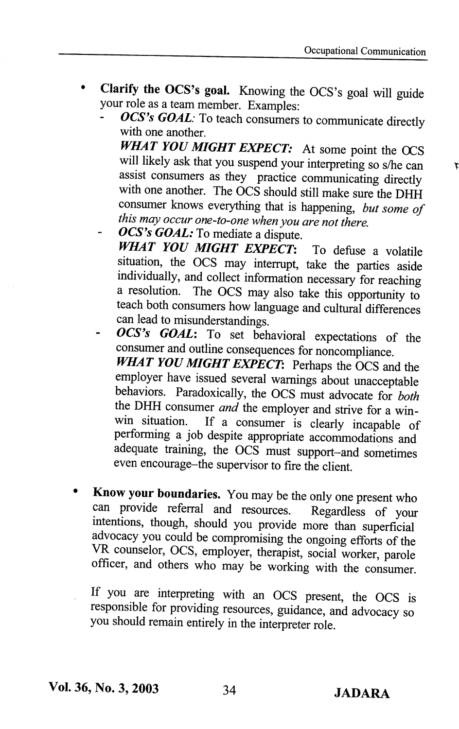- **Clarify the OCS's goal.** Knowing the OCS's goal will guide your role as a team member. Examples:
  - ***OCS's GOAL:*** To teach consumers to communicate directly with one another.

    ***WHAT YOU MIGHT EXPECT:*** At some point the OCS will likely ask that you suspend your interpreting so s/he can assist consumers as they practice communicating directly with one another. The OCS should still make sure the DHH consumer knows everything that is happening, *but some of this may occur one-to-one when you are not there.*
  - ***OCS's GOAL:*** To mediate a dispute.

    ***WHAT YOU MIGHT EXPECT*:** To defuse a volatile situation, the OCS may interrupt, take the parties aside individually, and collect information necessary for reaching a resolution. The OCS may also take this opportunity to teach both consumers how language and cultural differences can lead to misunderstandings.
  - ***OCS's GOAL*:** To set behavioral expectations of the consumer and outline consequences for noncompliance.

    ***WHAT YOU MIGHT EXPECT*:** Perhaps the OCS and the employer have issued several warnings about unacceptable behaviors. Paradoxically, the OCS must advocate for *both* the DHH consumer *and* the employer and strive for a win-win situation. If a consumer is clearly incapable of performing a job despite appropriate accommodations and adequate training, the OCS must support–and sometimes even encourage–the supervisor to fire the client.

- **Know your boundaries.** You may be the only one present who can provide referral and resources. Regardless of your intentions, though, should you provide more than superficial advocacy you could be compromising the ongoing efforts of the VR counselor, OCS, employer, therapist, social worker, parole officer, and others who may be working with the consumer.

  If you are interpreting with an OCS present, the OCS is responsible for providing resources, guidance, and advocacy so you should remain entirely in the interpreter role.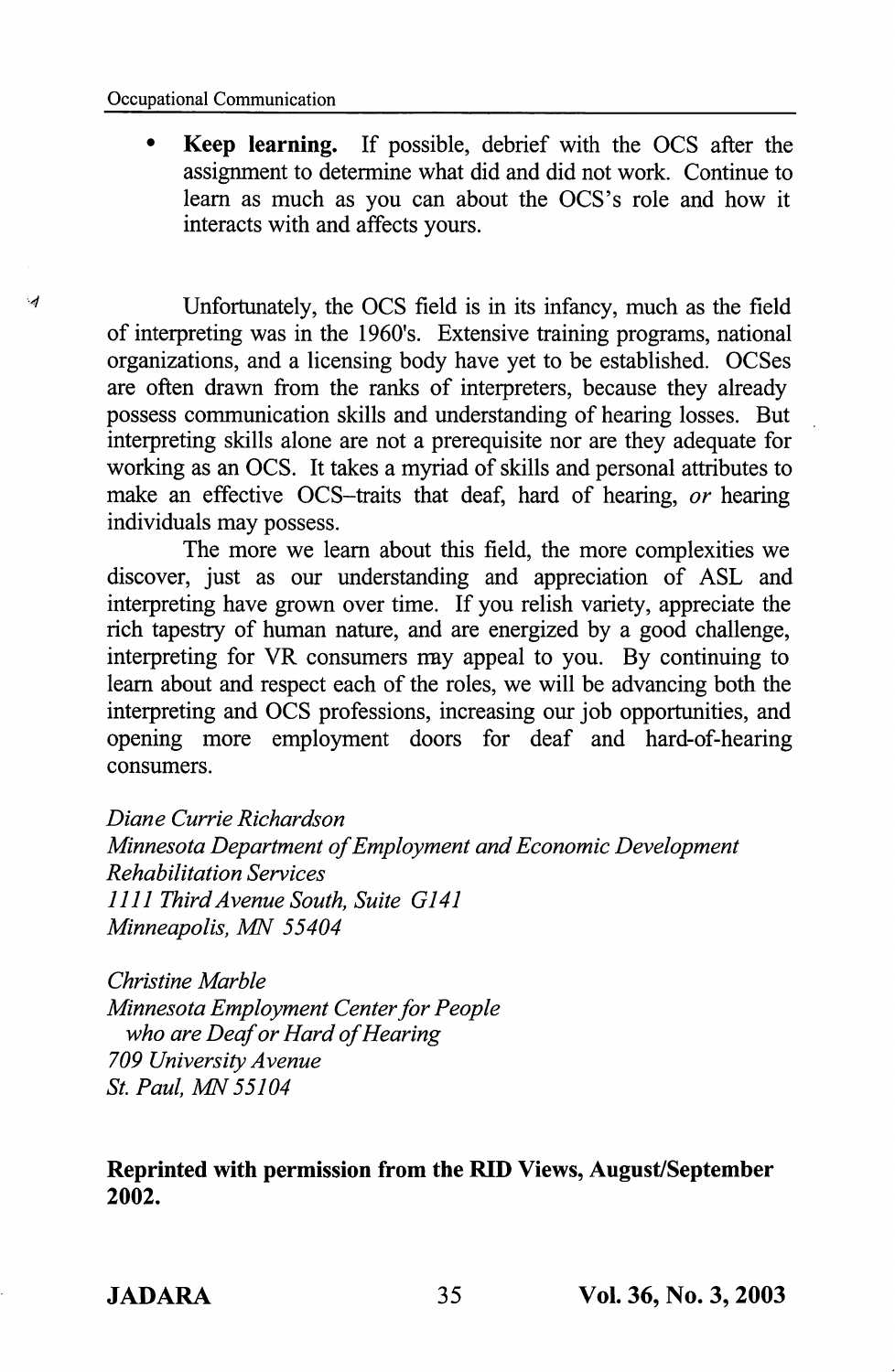- **Keep learning.** If possible, debrief with the OCS after the assignment to determine what did and did not work. Continue to learn as much as you can about the OCS's role and how it interacts with and affects yours.

Unfortunately, the OCS field is in its infancy, much as the field of interpreting was in the 1960's. Extensive training programs, national organizations, and a licensing body have yet to be established. OCSes are often drawn from the ranks of interpreters, because they already possess communication skills and understanding of hearing losses. But interpreting skills alone are not a prerequisite nor are they adequate for working as an OCS. It takes a myriad of skills and personal attributes to make an effective OCS–traits that deaf, hard of hearing, *or* hearing individuals may possess.

The more we learn about this field, the more complexities we discover, just as our understanding and appreciation of ASL and interpreting have grown over time. If you relish variety, appreciate the rich tapestry of human nature, and are energized by a good challenge, interpreting for VR consumers may appeal to you. By continuing to learn about and respect each of the roles, we will be advancing both the interpreting and OCS professions, increasing our job opportunities, and opening more employment doors for deaf and hard-of-hearing consumers.

*Diane Currie Richardson*
*Minnesota Department of Employment and Economic Development*
*Rehabilitation Services*
*1111 Third Avenue South, Suite G141*
*Minneapolis, MN 55404*

*Christine Marble*
*Minnesota Employment Center for People who are Deaf or Hard of Hearing*
*709 University Avenue*
*St. Paul, MN 55104*

**Reprinted with permission from the RID Views, August/September 2002.**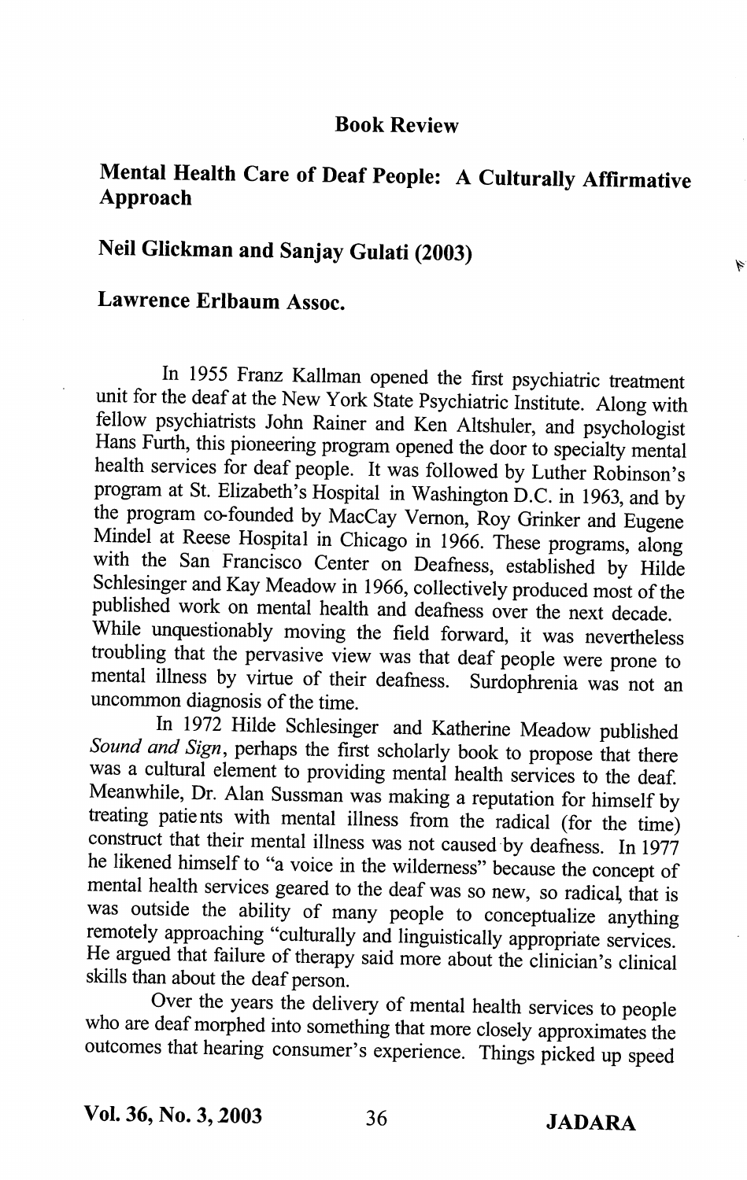## Book Review

## Mental Health Care of Deaf People: A Culturally Affirmative Approach

## Neil Glickman and Sanjay Gulati (2003)

## Lawrence Erlbaum Assoc.

In 1955 Franz Kallman opened the first psychiatric treatment unit for the deaf at the New York State Psychiatric Institute. Along with fellow psychiatrists John Rainer and Ken Altshuler, and psychologist Hans Furth, this pioneering program opened the door to specialty mental health services for deaf people. It was followed by Luther Robinson's program at St. Elizabeth's Hospital in Washington D.C. in 1963, and by the program co-founded by MacCay Vernon, Roy Grinker and Eugene Mindel at Reese Hospital in Chicago in 1966. These programs, along with the San Francisco Center on Deafness, established by Hilde Schlesinger and Kay Meadow in 1966, collectively produced most of the published work on mental health and deafness over the next decade. While unquestionably moving the field forward, it was nevertheless troubling that the pervasive view was that deaf people were prone to mental illness by virtue of their deafness. Surdophrenia was not an uncommon diagnosis of the time.

In 1972 Hilde Schlesinger and Katherine Meadow published *Sound and Sign*, perhaps the first scholarly book to propose that there was a cultural element to providing mental health services to the deaf. Meanwhile, Dr. Alan Sussman was making a reputation for himself by treating patients with mental illness from the radical (for the time) construct that their mental illness was not caused by deafness. In 1977 he likened himself to "a voice in the wilderness" because the concept of mental health services geared to the deaf was so new, so radical, that is was outside the ability of many people to conceptualize anything remotely approaching "culturally and linguistically appropriate services. He argued that failure of therapy said more about the clinician's clinical skills than about the deaf person.

Over the years the delivery of mental health services to people who are deaf morphed into something that more closely approximates the outcomes that hearing consumer's experience. Things picked up speed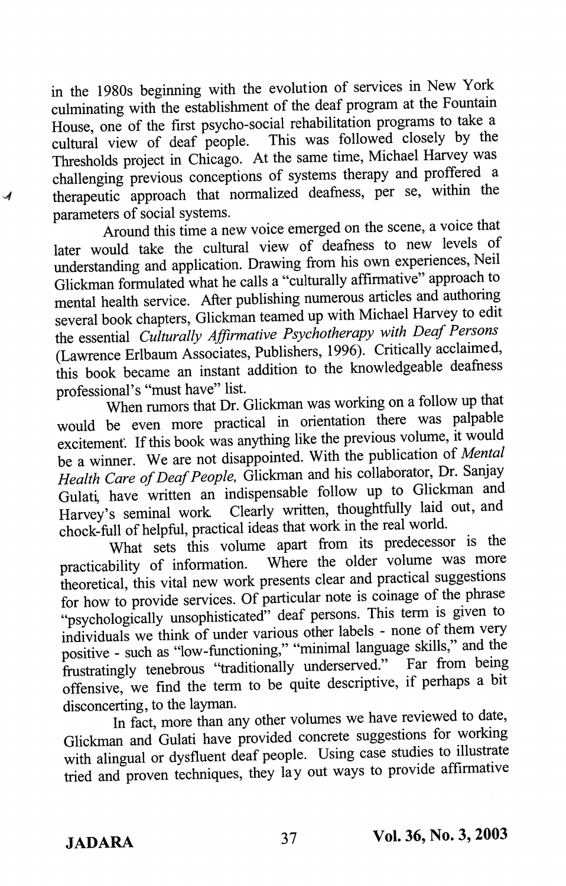in the 1980s beginning with the evolution of services in New York culminating with the establishment of the deaf program at the Fountain House, one of the first psycho-social rehabilitation programs to take a cultural view of deaf people. This was followed closely by the Thresholds project in Chicago. At the same time, Michael Harvey was challenging previous conceptions of systems therapy and proffered a therapeutic approach that normalized deafness, per se, within the parameters of social systems.

Around this time a new voice emerged on the scene, a voice that later would take the cultural view of deafness to new levels of understanding and application. Drawing from his own experiences, Neil Glickman formulated what he calls a "culturally affirmative" approach to mental health service. After publishing numerous articles and authoring several book chapters, Glickman teamed up with Michael Harvey to edit the essential *Culturally Affirmative Psychotherapy with Deaf Persons* (Lawrence Erlbaum Associates, Publishers, 1996). Critically acclaimed, this book became an instant addition to the knowledgeable deafness professional's "must have" list.

When rumors that Dr. Glickman was working on a follow up that would be even more practical in orientation there was palpable excitement. If this book was anything like the previous volume, it would be a winner. We are not disappointed. With the publication of *Mental Health Care of Deaf People,* Glickman and his collaborator, Dr. Sanjay Gulati, have written an indispensable follow up to Glickman and Harvey's seminal work. Clearly written, thoughtfully laid out, and chock-full of helpful, practical ideas that work in the real world.

What sets this volume apart from its predecessor is the practicability of information. Where the older volume was more theoretical, this vital new work presents clear and practical suggestions for how to provide services. Of particular note is coinage of the phrase "psychologically unsophisticated" deaf persons. This term is given to individuals we think of under various other labels - none of them very positive - such as "low-functioning," "minimal language skills," and the frustratingly tenebrous "traditionally underserved." Far from being offensive, we find the term to be quite descriptive, if perhaps a bit disconcerting, to the layman.

In fact, more than any other volumes we have reviewed to date, Glickman and Gulati have provided concrete suggestions for working with alingual or dysfluent deaf people. Using case studies to illustrate tried and proven techniques, they lay out ways to provide affirmative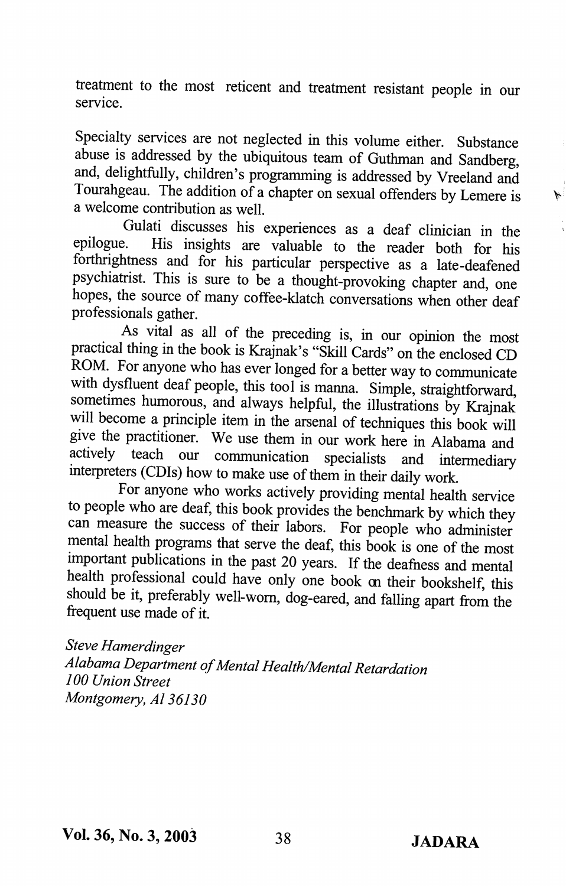treatment to the most reticent and treatment resistant people in our service.

Specialty services are not neglected in this volume either. Substance abuse is addressed by the ubiquitous team of Guthman and Sandberg, and, delightfully, children's programming is addressed by Vreeland and Tourahgeau. The addition of a chapter on sexual offenders by Lemere is a welcome contribution as well.

Gulati discusses his experiences as a deaf clinician in the epilogue. His insights are valuable to the reader both for his forthrightness and for his particular perspective as a late-deafened psychiatrist. This is sure to be a thought-provoking chapter and, one hopes, the source of many coffee-klatch conversations when other deaf professionals gather.

As vital as all of the preceding is, in our opinion the most practical thing in the book is Krajnak's "Skill Cards" on the enclosed CD ROM. For anyone who has ever longed for a better way to communicate with dysfluent deaf people, this tool is manna. Simple, straightforward, sometimes humorous, and always helpful, the illustrations by Krajnak will become a principle item in the arsenal of techniques this book will give the practitioner. We use them in our work here in Alabama and actively teach our communication specialists and intermediary interpreters (CDIs) how to make use of them in their daily work.

For anyone who works actively providing mental health service to people who are deaf, this book provides the benchmark by which they can measure the success of their labors. For people who administer mental health programs that serve the deaf, this book is one of the most important publications in the past 20 years. If the deafness and mental health professional could have only one book on their bookshelf, this should be it, preferably well-worn, dog-eared, and falling apart from the frequent use made of it.

*Steve Hamerdinger*
*Alabama Department of Mental Health/Mental Retardation*
*100 Union Street*
*Montgomery, Al 36130*